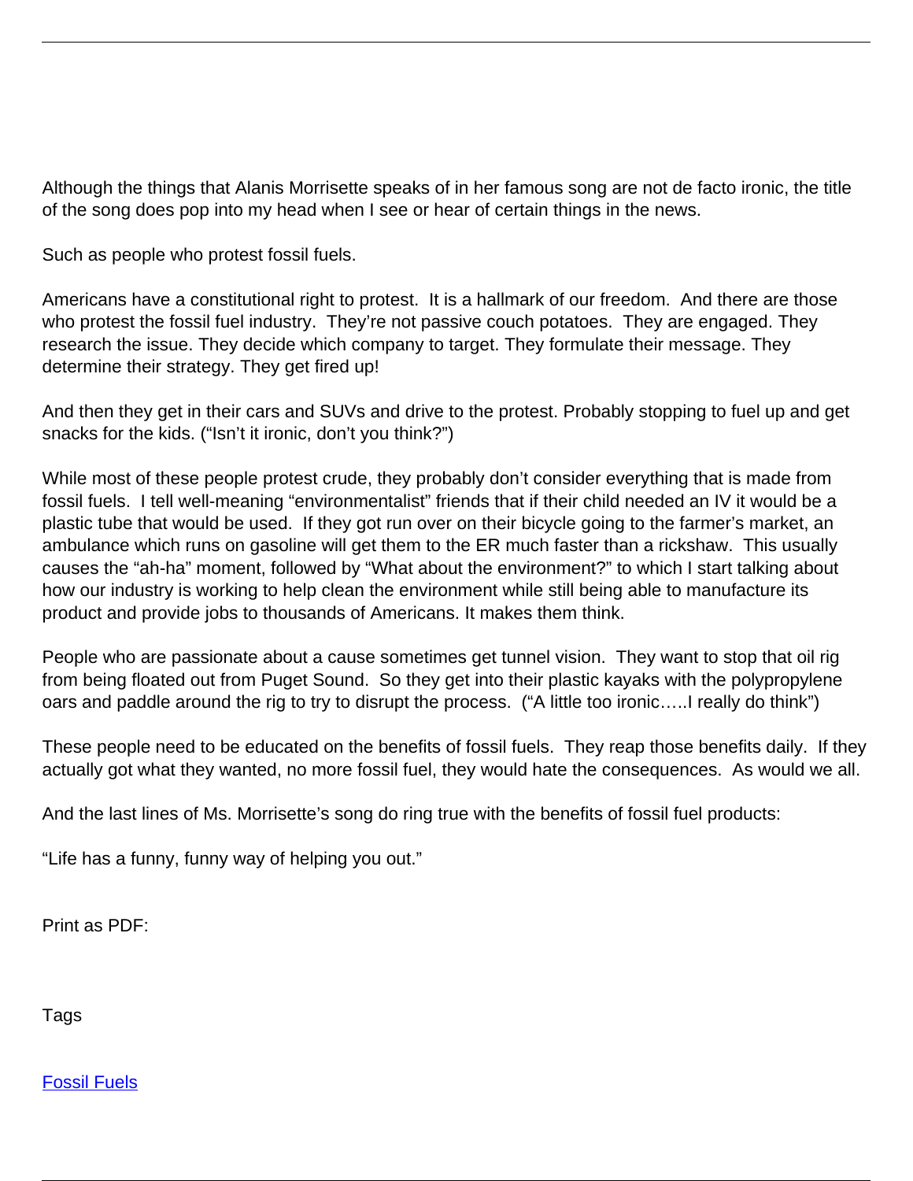Although the things that Alanis Morrisette speaks of in her famous song are not de facto ironic, the title of the song does pop into my head when I see or hear of certain things in the news.

Such as people who protest fossil fuels.

Americans have a constitutional right to protest. It is a hallmark of our freedom. And there are those who protest the fossil fuel industry. They're not passive couch potatoes. They are engaged. They research the issue. They decide which company to target. They formulate their message. They determine their strategy. They get fired up!

And then they get in their cars and SUVs and drive to the protest. Probably stopping to fuel up and get snacks for the kids. ("Isn't it ironic, don't you think?")

While most of these people protest crude, they probably don't consider everything that is made from fossil fuels. I tell well-meaning "environmentalist" friends that if their child needed an IV it would be a plastic tube that would be used. If they got run over on their bicycle going to the farmer's market, an ambulance which runs on gasoline will get them to the ER much faster than a rickshaw. This usually causes the "ah-ha" moment, followed by "What about the environment?" to which I start talking about how our industry is working to help clean the environment while still being able to manufacture its product and provide jobs to thousands of Americans. It makes them think.

People who are passionate about a cause sometimes get tunnel vision. They want to stop that oil rig from being floated out from Puget Sound. So they get into their plastic kayaks with the polypropylene oars and paddle around the rig to try to disrupt the process. ("A little too ironic…..I really do think")

These people need to be educated on the benefits of fossil fuels. They reap those benefits daily. If they actually got what they wanted, no more fossil fuel, they would hate the consequences. As would we all.

And the last lines of Ms. Morrisette's song do ring true with the benefits of fossil fuel products:

"Life has a funny, funny way of helping you out."

Print as PDF:

Tags

[Fossil Fuels]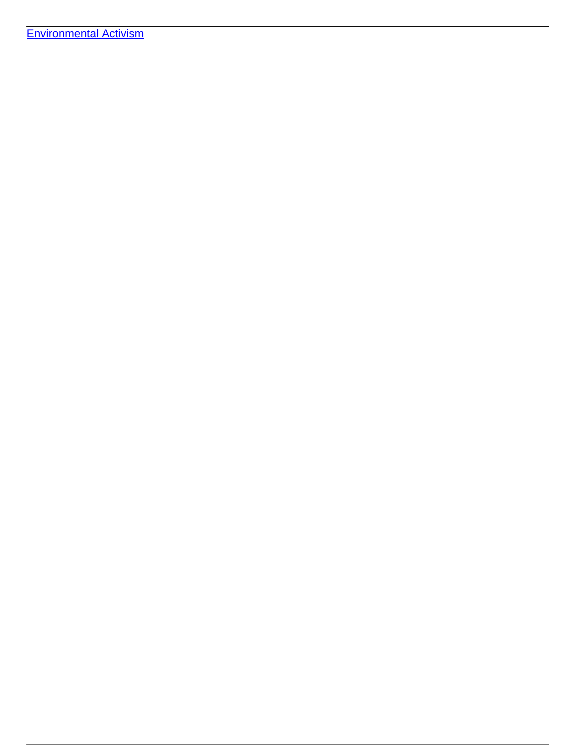[Environmental Activism]